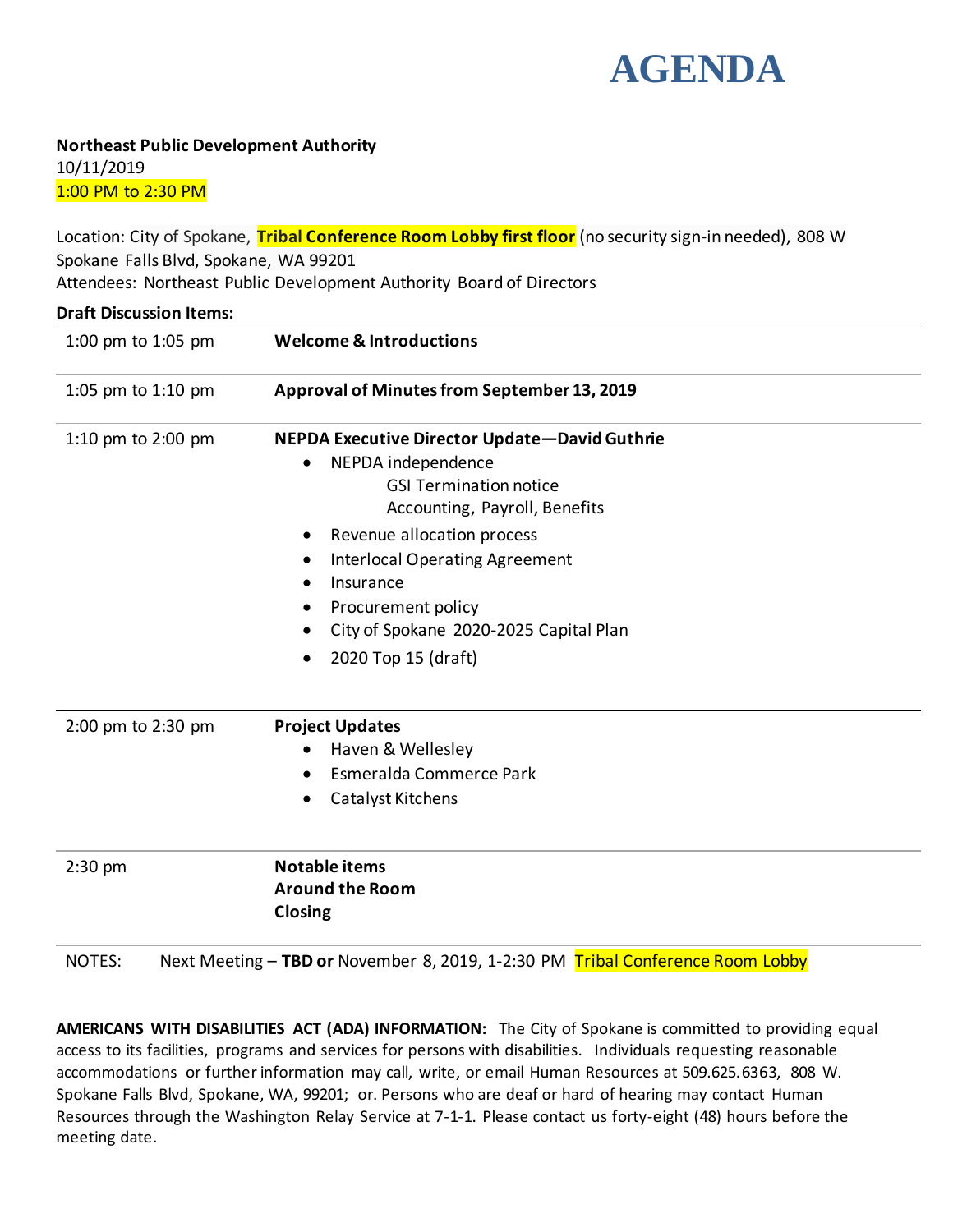# AGENDA

**Northeast Public Development Authority**
10/11/2019
1:00 PM to 2:30 PM

Location: City of Spokane, **Tribal Conference Room Lobby first floor** (no security sign-in needed), 808 W Spokane Falls Blvd, Spokane, WA 99201
Attendees: Northeast Public Development Authority Board of Directors

**Draft Discussion Items:**

| | |
|---|---|
| 1:00 pm to 1:05 pm | **Welcome & Introductions** |
| 1:05 pm to 1:10 pm | **Approval of Minutes from September 13, 2019** |
| 1:10 pm to 2:00 pm | **NEPDA Executive Director Update—David Guthrie**<br>• NEPDA independence<br>  GSI Termination notice<br>  Accounting, Payroll, Benefits<br>• Revenue allocation process<br>• Interlocal Operating Agreement<br>• Insurance<br>• Procurement policy<br>• City of Spokane 2020-2025 Capital Plan<br>• 2020 Top 15 (draft) |
| 2:00 pm to 2:30 pm | **Project Updates**<br>• Haven & Wellesley<br>• Esmeralda Commerce Park<br>• Catalyst Kitchens |
| 2:30 pm | **Notable items**<br>**Around the Room**<br>**Closing** |

NOTES: Next Meeting – **TBD or** November 8, 2019, 1-2:30 PM Tribal Conference Room Lobby

**AMERICANS WITH DISABILITIES ACT (ADA) INFORMATION:** The City of Spokane is committed to providing equal access to its facilities, programs and services for persons with disabilities. Individuals requesting reasonable accommodations or further information may call, write, or email Human Resources at 509.625.6363, 808 W. Spokane Falls Blvd, Spokane, WA, 99201; or. Persons who are deaf or hard of hearing may contact Human Resources through the Washington Relay Service at 7-1-1. Please contact us forty-eight (48) hours before the meeting date.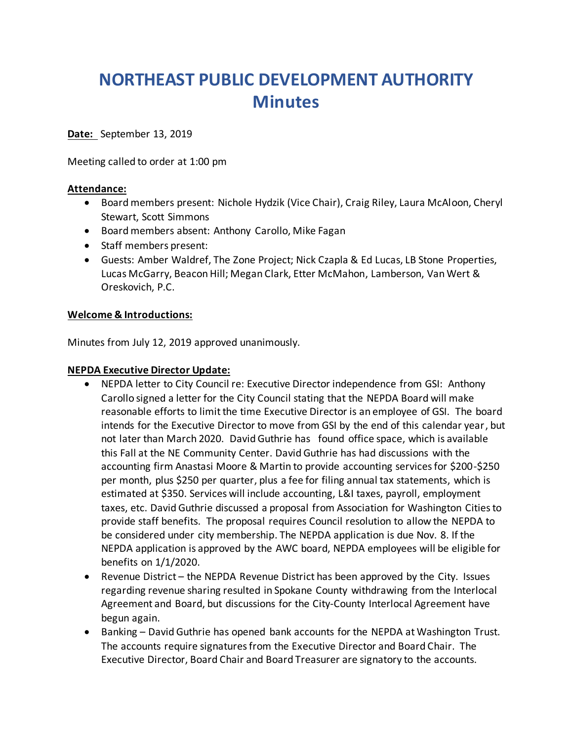# NORTHEAST PUBLIC DEVELOPMENT AUTHORITY Minutes

**Date:** September 13, 2019

Meeting called to order at 1:00 pm

**Attendance:**

- Board members present: Nichole Hydzik (Vice Chair), Craig Riley, Laura McAloon, Cheryl Stewart, Scott Simmons
- Board members absent: Anthony Carollo, Mike Fagan
- Staff members present:
- Guests: Amber Waldref, The Zone Project; Nick Czapla & Ed Lucas, LB Stone Properties, Lucas McGarry, Beacon Hill; Megan Clark, Etter McMahon, Lamberson, Van Wert & Oreskovich, P.C.

**Welcome & Introductions:**

Minutes from July 12, 2019 approved unanimously.

**NEPDA Executive Director Update:**

- NEPDA letter to City Council re: Executive Director independence from GSI: Anthony Carollo signed a letter for the City Council stating that the NEPDA Board will make reasonable efforts to limit the time Executive Director is an employee of GSI. The board intends for the Executive Director to move from GSI by the end of this calendar year, but not later than March 2020. David Guthrie has found office space, which is available this Fall at the NE Community Center. David Guthrie has had discussions with the accounting firm Anastasi Moore & Martin to provide accounting services for $200-$250 per month, plus $250 per quarter, plus a fee for filing annual tax statements, which is estimated at $350. Services will include accounting, L&I taxes, payroll, employment taxes, etc. David Guthrie discussed a proposal from Association for Washington Cities to provide staff benefits. The proposal requires Council resolution to allow the NEPDA to be considered under city membership. The NEPDA application is due Nov. 8. If the NEPDA application is approved by the AWC board, NEPDA employees will be eligible for benefits on 1/1/2020.
- Revenue District – the NEPDA Revenue District has been approved by the City. Issues regarding revenue sharing resulted in Spokane County withdrawing from the Interlocal Agreement and Board, but discussions for the City-County Interlocal Agreement have begun again.
- Banking – David Guthrie has opened bank accounts for the NEPDA at Washington Trust. The accounts require signatures from the Executive Director and Board Chair. The Executive Director, Board Chair and Board Treasurer are signatory to the accounts.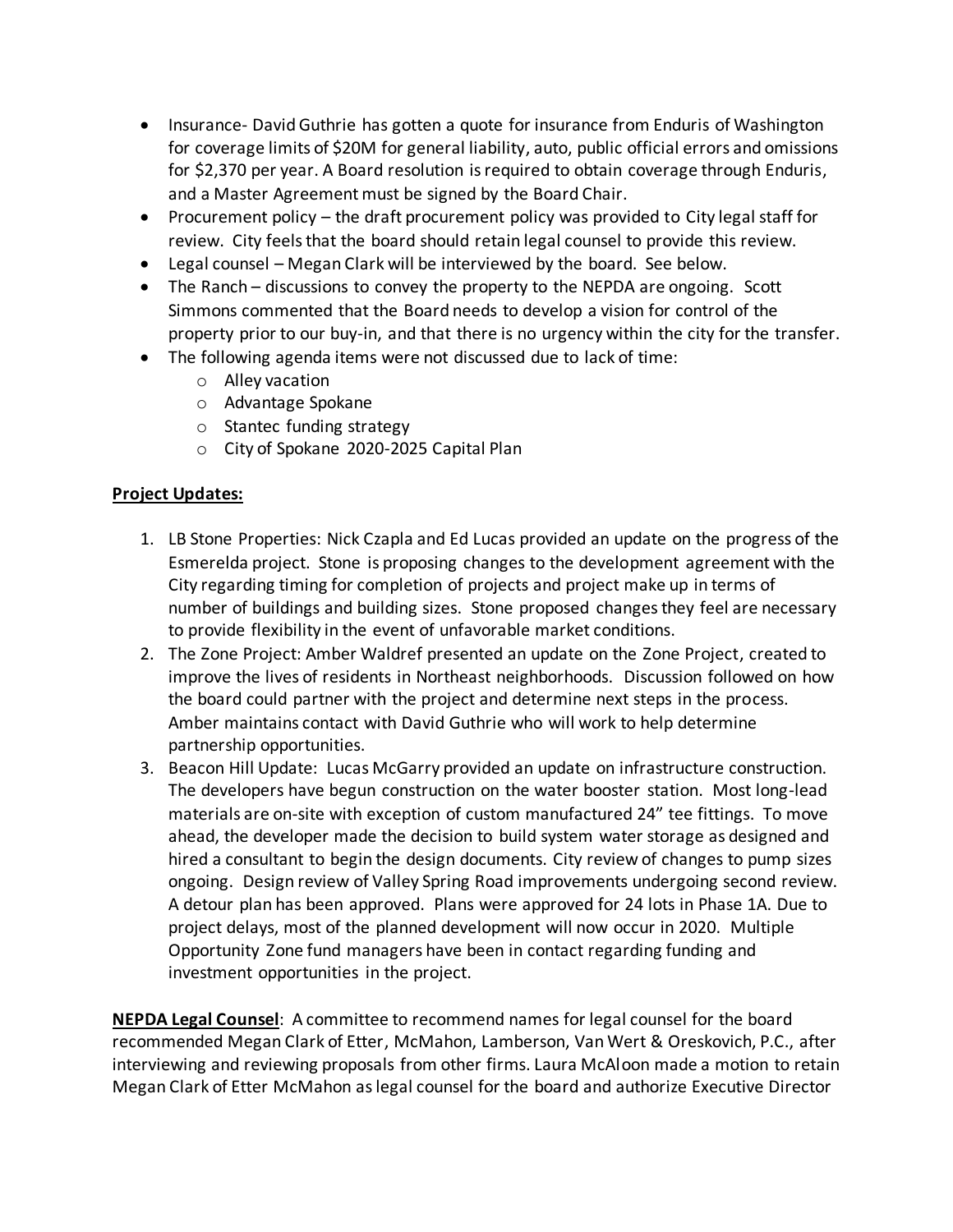- Insurance- David Guthrie has gotten a quote for insurance from Enduris of Washington for coverage limits of $20M for general liability, auto, public official errors and omissions for $2,370 per year. A Board resolution is required to obtain coverage through Enduris, and a Master Agreement must be signed by the Board Chair.
- Procurement policy – the draft procurement policy was provided to City legal staff for review. City feels that the board should retain legal counsel to provide this review.
- Legal counsel – Megan Clark will be interviewed by the board. See below.
- The Ranch – discussions to convey the property to the NEPDA are ongoing. Scott Simmons commented that the Board needs to develop a vision for control of the property prior to our buy-in, and that there is no urgency within the city for the transfer.
- The following agenda items were not discussed due to lack of time:
  - Alley vacation
  - Advantage Spokane
  - Stantec funding strategy
  - City of Spokane 2020-2025 Capital Plan

**Project Updates:**

1. LB Stone Properties: Nick Czapla and Ed Lucas provided an update on the progress of the Esmerelda project. Stone is proposing changes to the development agreement with the City regarding timing for completion of projects and project make up in terms of number of buildings and building sizes. Stone proposed changes they feel are necessary to provide flexibility in the event of unfavorable market conditions.
2. The Zone Project: Amber Waldref presented an update on the Zone Project, created to improve the lives of residents in Northeast neighborhoods. Discussion followed on how the board could partner with the project and determine next steps in the process. Amber maintains contact with David Guthrie who will work to help determine partnership opportunities.
3. Beacon Hill Update: Lucas McGarry provided an update on infrastructure construction. The developers have begun construction on the water booster station. Most long-lead materials are on-site with exception of custom manufactured 24" tee fittings. To move ahead, the developer made the decision to build system water storage as designed and hired a consultant to begin the design documents. City review of changes to pump sizes ongoing. Design review of Valley Spring Road improvements undergoing second review. A detour plan has been approved. Plans were approved for 24 lots in Phase 1A. Due to project delays, most of the planned development will now occur in 2020. Multiple Opportunity Zone fund managers have been in contact regarding funding and investment opportunities in the project.

**NEPDA Legal Counsel**: A committee to recommend names for legal counsel for the board recommended Megan Clark of Etter, McMahon, Lamberson, Van Wert & Oreskovich, P.C., after interviewing and reviewing proposals from other firms. Laura McAloon made a motion to retain Megan Clark of Etter McMahon as legal counsel for the board and authorize Executive Director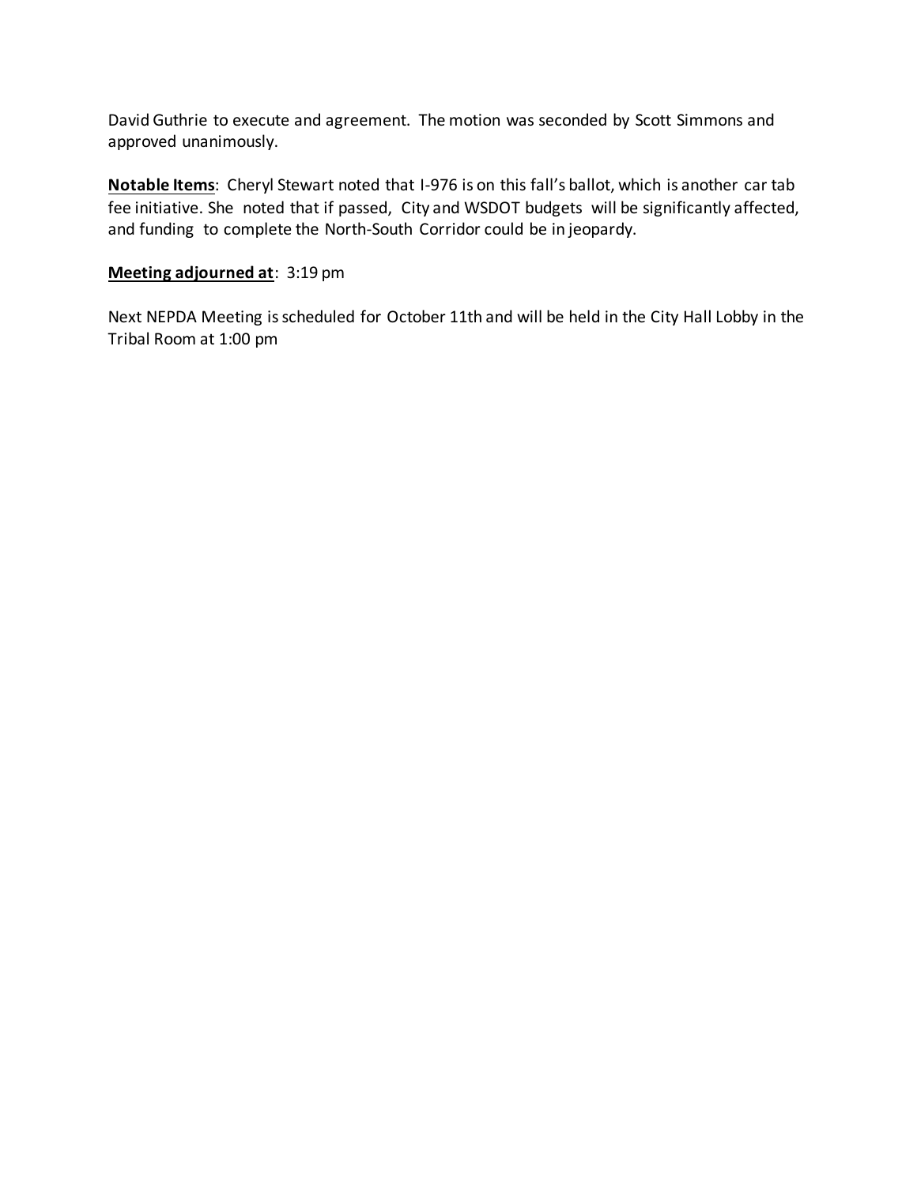David Guthrie to execute and agreement. The motion was seconded by Scott Simmons and approved unanimously.

**Notable Items**: Cheryl Stewart noted that I-976 is on this fall's ballot, which is another car tab fee initiative. She noted that if passed, City and WSDOT budgets will be significantly affected, and funding to complete the North-South Corridor could be in jeopardy.

**Meeting adjourned at**: 3:19 pm

Next NEPDA Meeting is scheduled for October 11th and will be held in the City Hall Lobby in the Tribal Room at 1:00 pm